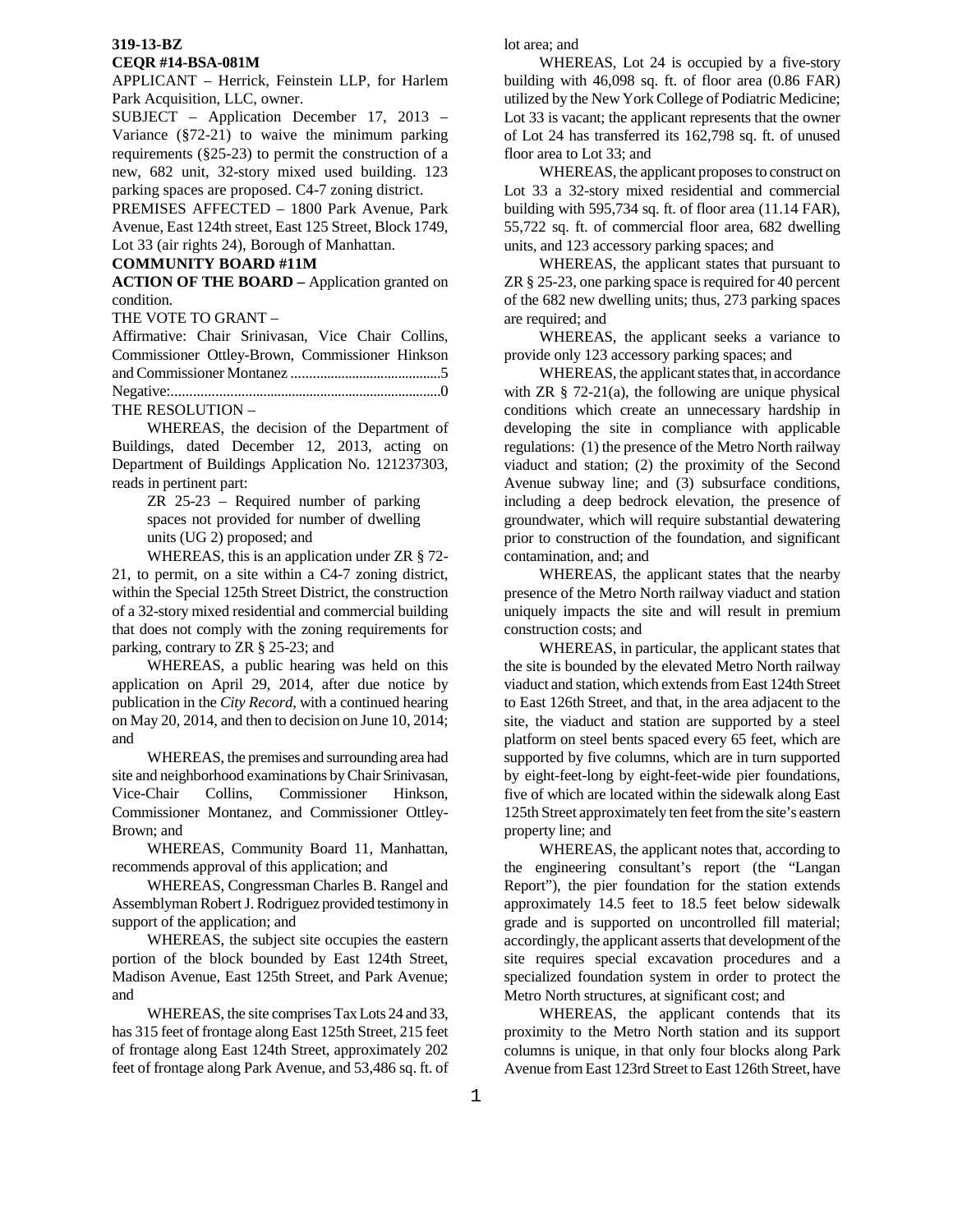**319-13-BZ**

**CEQR #14-BSA-081M**

APPLICANT – Herrick, Feinstein LLP, for Harlem Park Acquisition, LLC, owner.

SUBJECT – Application December 17, 2013 – Variance (§72-21) to waive the minimum parking requirements (§25-23) to permit the construction of a new, 682 unit, 32-story mixed used building. 123 parking spaces are proposed. C4-7 zoning district.

PREMISES AFFECTED – 1800 Park Avenue, Park Avenue, East 124th street, East 125 Street, Block 1749, Lot 33 (air rights 24), Borough of Manhattan.

**COMMUNITY BOARD #11M**

**ACTION OF THE BOARD –** Application granted on condition.

THE VOTE TO GRANT –

Affirmative: Chair Srinivasan, Vice Chair Collins, Commissioner Ottley-Brown, Commissioner Hinkson and Commissioner Montanez ..........................................5

Negative:..........................................................................0

THE RESOLUTION –

WHEREAS, the decision of the Department of Buildings, dated December 12, 2013, acting on Department of Buildings Application No. 121237303, reads in pertinent part:

> ZR 25-23 – Required number of parking spaces not provided for number of dwelling units (UG 2) proposed; and

WHEREAS, this is an application under ZR § 72-21, to permit, on a site within a C4-7 zoning district, within the Special 125th Street District, the construction of a 32-story mixed residential and commercial building that does not comply with the zoning requirements for parking, contrary to ZR § 25-23; and

WHEREAS, a public hearing was held on this application on April 29, 2014, after due notice by publication in the *City Record*, with a continued hearing on May 20, 2014, and then to decision on June 10, 2014; and

WHEREAS, the premises and surrounding area had site and neighborhood examinations by Chair Srinivasan, Vice-Chair Collins, Commissioner Hinkson, Commissioner Montanez, and Commissioner Ottley-Brown; and

WHEREAS, Community Board 11, Manhattan, recommends approval of this application; and

WHEREAS, Congressman Charles B. Rangel and Assemblyman Robert J. Rodriguez provided testimony in support of the application; and

WHEREAS, the subject site occupies the eastern portion of the block bounded by East 124th Street, Madison Avenue, East 125th Street, and Park Avenue; and

WHEREAS, the site comprises Tax Lots 24 and 33, has 315 feet of frontage along East 125th Street, 215 feet of frontage along East 124th Street, approximately 202 feet of frontage along Park Avenue, and 53,486 sq. ft. of lot area; and

WHEREAS, Lot 24 is occupied by a five-story building with 46,098 sq. ft. of floor area (0.86 FAR) utilized by the New York College of Podiatric Medicine; Lot 33 is vacant; the applicant represents that the owner of Lot 24 has transferred its 162,798 sq. ft. of unused floor area to Lot 33; and

WHEREAS, the applicant proposes to construct on Lot 33 a 32-story mixed residential and commercial building with 595,734 sq. ft. of floor area (11.14 FAR), 55,722 sq. ft. of commercial floor area, 682 dwelling units, and 123 accessory parking spaces; and

WHEREAS, the applicant states that pursuant to ZR § 25-23, one parking space is required for 40 percent of the 682 new dwelling units; thus, 273 parking spaces are required; and

WHEREAS, the applicant seeks a variance to provide only 123 accessory parking spaces; and

WHEREAS, the applicant states that, in accordance with ZR § 72-21(a), the following are unique physical conditions which create an unnecessary hardship in developing the site in compliance with applicable regulations: (1) the presence of the Metro North railway viaduct and station; (2) the proximity of the Second Avenue subway line; and (3) subsurface conditions, including a deep bedrock elevation, the presence of groundwater, which will require substantial dewatering prior to construction of the foundation, and significant contamination, and; and

WHEREAS, the applicant states that the nearby presence of the Metro North railway viaduct and station uniquely impacts the site and will result in premium construction costs; and

WHEREAS, in particular, the applicant states that the site is bounded by the elevated Metro North railway viaduct and station, which extends from East 124th Street to East 126th Street, and that, in the area adjacent to the site, the viaduct and station are supported by a steel platform on steel bents spaced every 65 feet, which are supported by five columns, which are in turn supported by eight-feet-long by eight-feet-wide pier foundations, five of which are located within the sidewalk along East 125th Street approximately ten feet from the site's eastern property line; and

WHEREAS, the applicant notes that, according to the engineering consultant's report (the "Langan Report"), the pier foundation for the station extends approximately 14.5 feet to 18.5 feet below sidewalk grade and is supported on uncontrolled fill material; accordingly, the applicant asserts that development of the site requires special excavation procedures and a specialized foundation system in order to protect the Metro North structures, at significant cost; and

WHEREAS, the applicant contends that its proximity to the Metro North station and its support columns is unique, in that only four blocks along Park Avenue from East 123rd Street to East 126th Street, have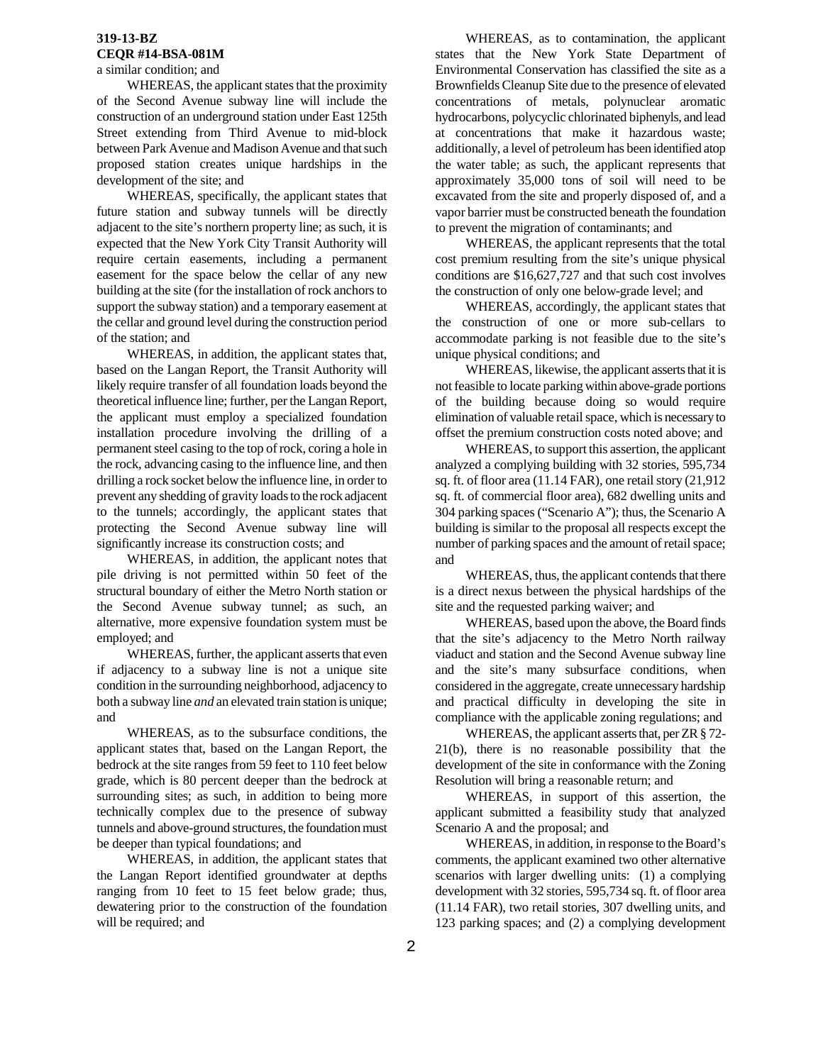**319-13-BZ**
**CEQR #14-BSA-081M**

a similar condition; and

WHEREAS, the applicant states that the proximity of the Second Avenue subway line will include the construction of an underground station under East 125th Street extending from Third Avenue to mid-block between Park Avenue and Madison Avenue and that such proposed station creates unique hardships in the development of the site; and

WHEREAS, specifically, the applicant states that future station and subway tunnels will be directly adjacent to the site's northern property line; as such, it is expected that the New York City Transit Authority will require certain easements, including a permanent easement for the space below the cellar of any new building at the site (for the installation of rock anchors to support the subway station) and a temporary easement at the cellar and ground level during the construction period of the station; and

WHEREAS, in addition, the applicant states that, based on the Langan Report, the Transit Authority will likely require transfer of all foundation loads beyond the theoretical influence line; further, per the Langan Report, the applicant must employ a specialized foundation installation procedure involving the drilling of a permanent steel casing to the top of rock, coring a hole in the rock, advancing casing to the influence line, and then drilling a rock socket below the influence line, in order to prevent any shedding of gravity loads to the rock adjacent to the tunnels; accordingly, the applicant states that protecting the Second Avenue subway line will significantly increase its construction costs; and

WHEREAS, in addition, the applicant notes that pile driving is not permitted within 50 feet of the structural boundary of either the Metro North station or the Second Avenue subway tunnel; as such, an alternative, more expensive foundation system must be employed; and

WHEREAS, further, the applicant asserts that even if adjacency to a subway line is not a unique site condition in the surrounding neighborhood, adjacency to both a subway line *and* an elevated train station is unique; and

WHEREAS, as to the subsurface conditions, the applicant states that, based on the Langan Report, the bedrock at the site ranges from 59 feet to 110 feet below grade, which is 80 percent deeper than the bedrock at surrounding sites; as such, in addition to being more technically complex due to the presence of subway tunnels and above-ground structures, the foundation must be deeper than typical foundations; and

WHEREAS, in addition, the applicant states that the Langan Report identified groundwater at depths ranging from 10 feet to 15 feet below grade; thus, dewatering prior to the construction of the foundation will be required; and

WHEREAS, as to contamination, the applicant states that the New York State Department of Environmental Conservation has classified the site as a Brownfields Cleanup Site due to the presence of elevated concentrations of metals, polynuclear aromatic hydrocarbons, polycyclic chlorinated biphenyls, and lead at concentrations that make it hazardous waste; additionally, a level of petroleum has been identified atop the water table; as such, the applicant represents that approximately 35,000 tons of soil will need to be excavated from the site and properly disposed of, and a vapor barrier must be constructed beneath the foundation to prevent the migration of contaminants; and

WHEREAS, the applicant represents that the total cost premium resulting from the site's unique physical conditions are $16,627,727 and that such cost involves the construction of only one below-grade level; and

WHEREAS, accordingly, the applicant states that the construction of one or more sub-cellars to accommodate parking is not feasible due to the site's unique physical conditions; and

WHEREAS, likewise, the applicant asserts that it is not feasible to locate parking within above-grade portions of the building because doing so would require elimination of valuable retail space, which is necessary to offset the premium construction costs noted above; and

WHEREAS, to support this assertion, the applicant analyzed a complying building with 32 stories, 595,734 sq. ft. of floor area (11.14 FAR), one retail story (21,912 sq. ft. of commercial floor area), 682 dwelling units and 304 parking spaces ("Scenario A"); thus, the Scenario A building is similar to the proposal all respects except the number of parking spaces and the amount of retail space; and

WHEREAS, thus, the applicant contends that there is a direct nexus between the physical hardships of the site and the requested parking waiver; and

WHEREAS, based upon the above, the Board finds that the site's adjacency to the Metro North railway viaduct and station and the Second Avenue subway line and the site's many subsurface conditions, when considered in the aggregate, create unnecessary hardship and practical difficulty in developing the site in compliance with the applicable zoning regulations; and

WHEREAS, the applicant asserts that, per ZR § 72-21(b), there is no reasonable possibility that the development of the site in conformance with the Zoning Resolution will bring a reasonable return; and

WHEREAS, in support of this assertion, the applicant submitted a feasibility study that analyzed Scenario A and the proposal; and

WHEREAS, in addition, in response to the Board's comments, the applicant examined two other alternative scenarios with larger dwelling units: (1) a complying development with 32 stories, 595,734 sq. ft. of floor area (11.14 FAR), two retail stories, 307 dwelling units, and 123 parking spaces; and (2) a complying development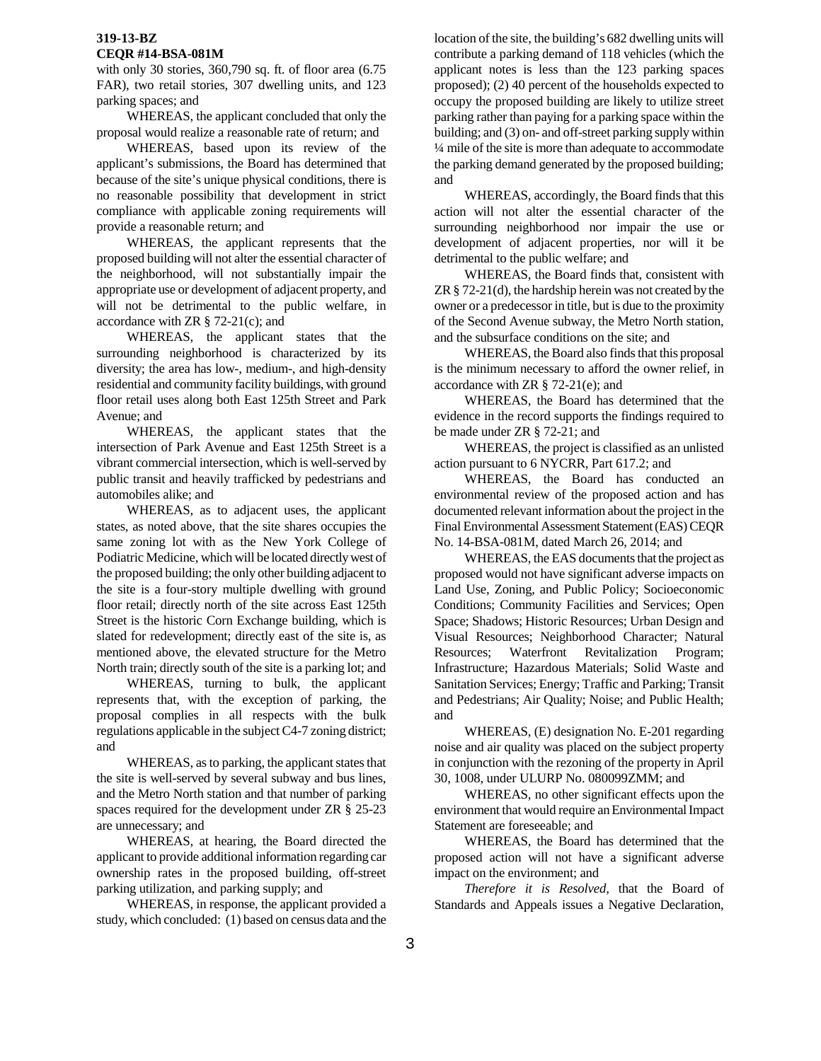**319-13-BZ**
**CEQR #14-BSA-081M**

with only 30 stories, 360,790 sq. ft. of floor area (6.75 FAR), two retail stories, 307 dwelling units, and 123 parking spaces; and

WHEREAS, the applicant concluded that only the proposal would realize a reasonable rate of return; and

WHEREAS, based upon its review of the applicant's submissions, the Board has determined that because of the site's unique physical conditions, there is no reasonable possibility that development in strict compliance with applicable zoning requirements will provide a reasonable return; and

WHEREAS, the applicant represents that the proposed building will not alter the essential character of the neighborhood, will not substantially impair the appropriate use or development of adjacent property, and will not be detrimental to the public welfare, in accordance with ZR § 72-21(c); and

WHEREAS, the applicant states that the surrounding neighborhood is characterized by its diversity; the area has low-, medium-, and high-density residential and community facility buildings, with ground floor retail uses along both East 125th Street and Park Avenue; and

WHEREAS, the applicant states that the intersection of Park Avenue and East 125th Street is a vibrant commercial intersection, which is well-served by public transit and heavily trafficked by pedestrians and automobiles alike; and

WHEREAS, as to adjacent uses, the applicant states, as noted above, that the site shares occupies the same zoning lot with as the New York College of Podiatric Medicine, which will be located directly west of the proposed building; the only other building adjacent to the site is a four-story multiple dwelling with ground floor retail; directly north of the site across East 125th Street is the historic Corn Exchange building, which is slated for redevelopment; directly east of the site is, as mentioned above, the elevated structure for the Metro North train; directly south of the site is a parking lot; and

WHEREAS, turning to bulk, the applicant represents that, with the exception of parking, the proposal complies in all respects with the bulk regulations applicable in the subject C4-7 zoning district; and

WHEREAS, as to parking, the applicant states that the site is well-served by several subway and bus lines, and the Metro North station and that number of parking spaces required for the development under ZR § 25-23 are unnecessary; and

WHEREAS, at hearing, the Board directed the applicant to provide additional information regarding car ownership rates in the proposed building, off-street parking utilization, and parking supply; and

WHEREAS, in response, the applicant provided a study, which concluded: (1) based on census data and the location of the site, the building's 682 dwelling units will contribute a parking demand of 118 vehicles (which the applicant notes is less than the 123 parking spaces proposed); (2) 40 percent of the households expected to occupy the proposed building are likely to utilize street parking rather than paying for a parking space within the building; and (3) on- and off-street parking supply within ¼ mile of the site is more than adequate to accommodate the parking demand generated by the proposed building; and

WHEREAS, accordingly, the Board finds that this action will not alter the essential character of the surrounding neighborhood nor impair the use or development of adjacent properties, nor will it be detrimental to the public welfare; and

WHEREAS, the Board finds that, consistent with ZR § 72-21(d), the hardship herein was not created by the owner or a predecessor in title, but is due to the proximity of the Second Avenue subway, the Metro North station, and the subsurface conditions on the site; and

WHEREAS, the Board also finds that this proposal is the minimum necessary to afford the owner relief, in accordance with ZR § 72-21(e); and

WHEREAS, the Board has determined that the evidence in the record supports the findings required to be made under ZR § 72-21; and

WHEREAS, the project is classified as an unlisted action pursuant to 6 NYCRR, Part 617.2; and

WHEREAS, the Board has conducted an environmental review of the proposed action and has documented relevant information about the project in the Final Environmental Assessment Statement (EAS) CEQR No. 14-BSA-081M, dated March 26, 2014; and

WHEREAS, the EAS documents that the project as proposed would not have significant adverse impacts on Land Use, Zoning, and Public Policy; Socioeconomic Conditions; Community Facilities and Services; Open Space; Shadows; Historic Resources; Urban Design and Visual Resources; Neighborhood Character; Natural Resources; Waterfront Revitalization Program; Infrastructure; Hazardous Materials; Solid Waste and Sanitation Services; Energy; Traffic and Parking; Transit and Pedestrians; Air Quality; Noise; and Public Health; and

WHEREAS, (E) designation No. E-201 regarding noise and air quality was placed on the subject property in conjunction with the rezoning of the property in April 30, 1008, under ULURP No. 080099ZMM; and

WHEREAS, no other significant effects upon the environment that would require an Environmental Impact Statement are foreseeable; and

WHEREAS, the Board has determined that the proposed action will not have a significant adverse impact on the environment; and

*Therefore it is Resolved*, that the Board of Standards and Appeals issues a Negative Declaration,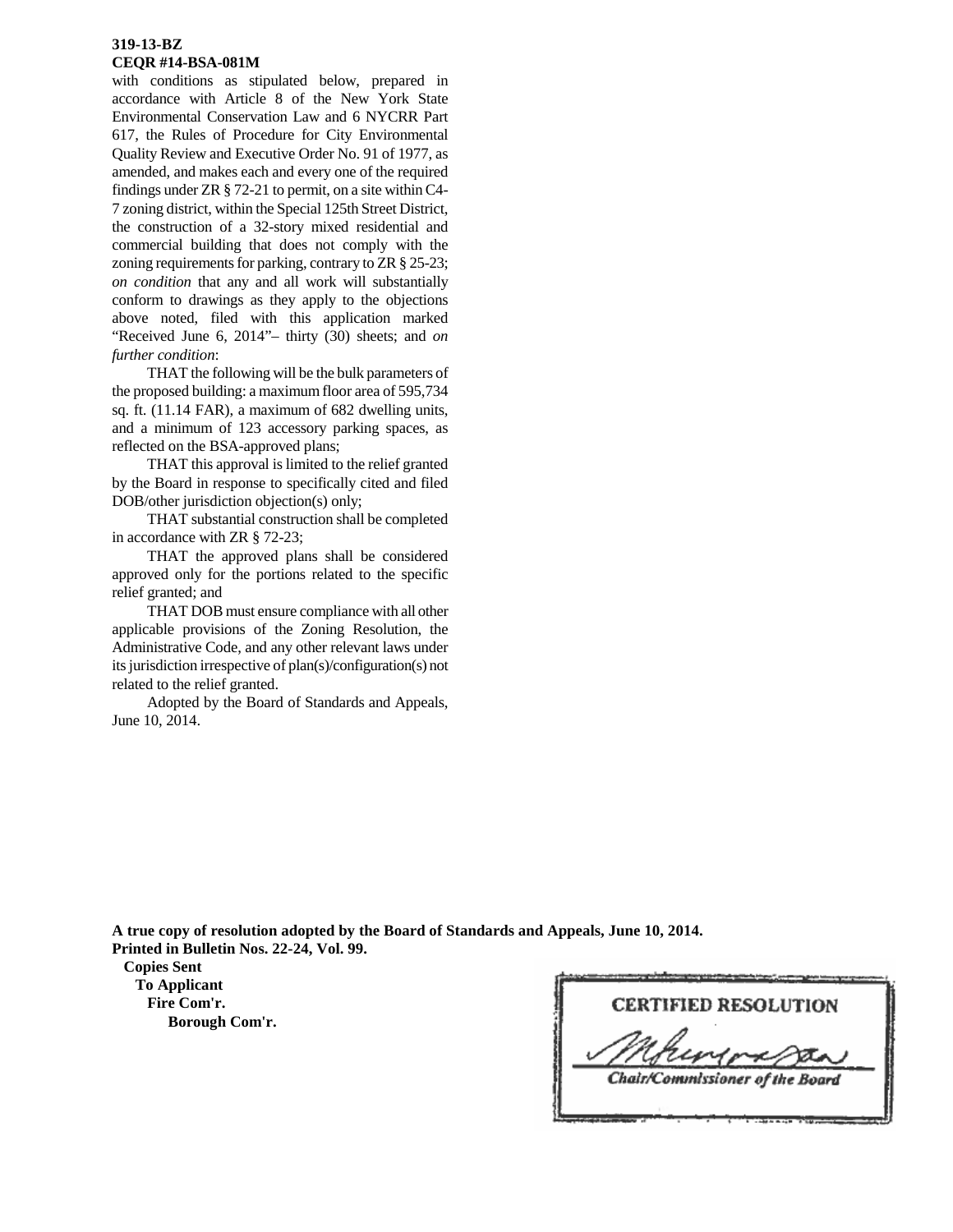**319-13-BZ**
**CEQR #14-BSA-081M**

with conditions as stipulated below, prepared in accordance with Article 8 of the New York State Environmental Conservation Law and 6 NYCRR Part 617, the Rules of Procedure for City Environmental Quality Review and Executive Order No. 91 of 1977, as amended, and makes each and every one of the required findings under ZR § 72-21 to permit, on a site within C4-7 zoning district, within the Special 125th Street District, the construction of a 32-story mixed residential and commercial building that does not comply with the zoning requirements for parking, contrary to ZR § 25-23; *on condition* that any and all work will substantially conform to drawings as they apply to the objections above noted, filed with this application marked "Received June 6, 2014"– thirty (30) sheets; and *on further condition*:

THAT the following will be the bulk parameters of the proposed building: a maximum floor area of 595,734 sq. ft. (11.14 FAR), a maximum of 682 dwelling units, and a minimum of 123 accessory parking spaces, as reflected on the BSA-approved plans;

THAT this approval is limited to the relief granted by the Board in response to specifically cited and filed DOB/other jurisdiction objection(s) only;

THAT substantial construction shall be completed in accordance with ZR § 72-23;

THAT the approved plans shall be considered approved only for the portions related to the specific relief granted; and

THAT DOB must ensure compliance with all other applicable provisions of the Zoning Resolution, the Administrative Code, and any other relevant laws under its jurisdiction irrespective of plan(s)/configuration(s) not related to the relief granted.

Adopted by the Board of Standards and Appeals, June 10, 2014.

**A true copy of resolution adopted by the Board of Standards and Appeals, June 10, 2014.**
**Printed in Bulletin Nos. 22-24, Vol. 99.**

**Copies Sent**
**To Applicant**
**Fire Com'r.**
**Borough Com'r.**

CERTIFIED RESOLUTION

Chair/Commissioner of the Board